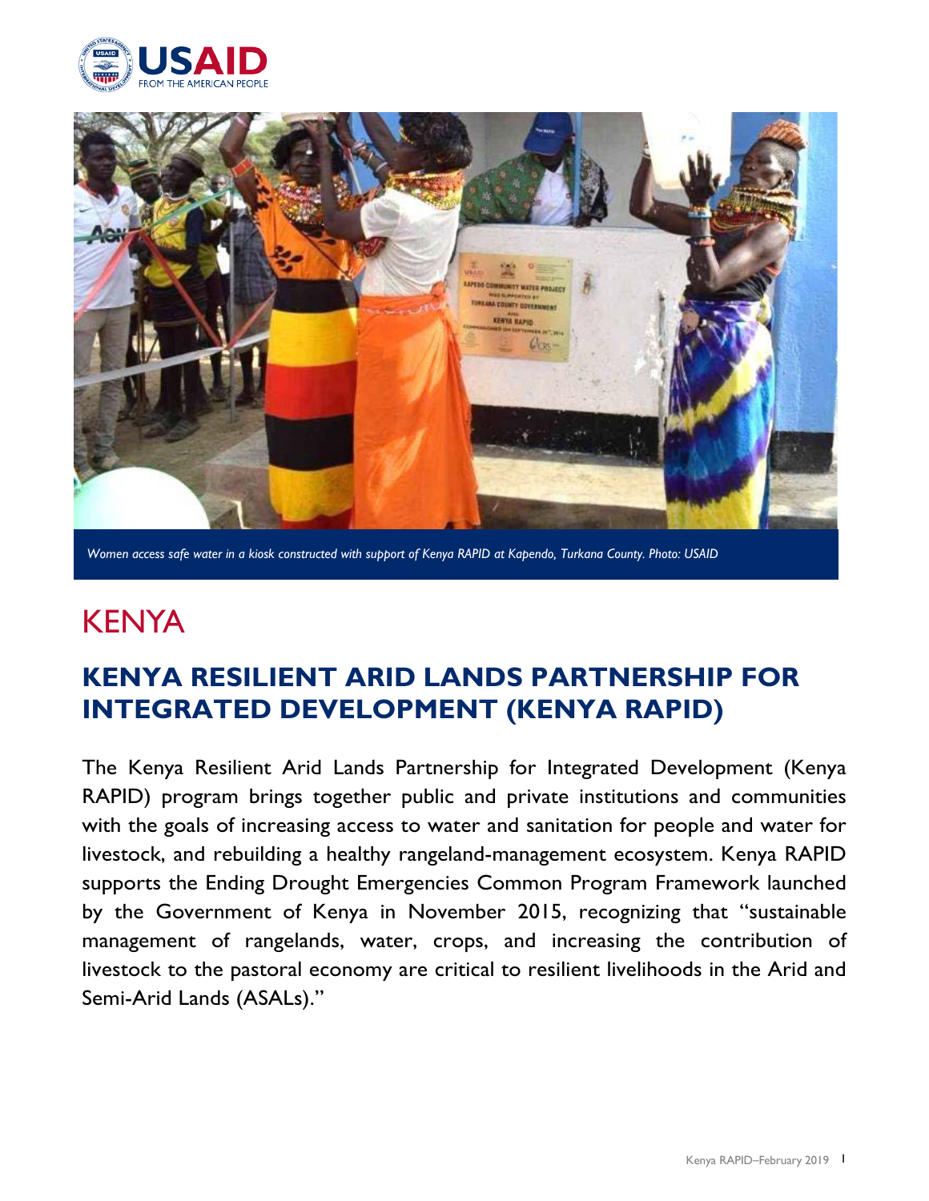*Women access safe water in a kiosk constructed with support of Kenya RAPID at Kapendo, Turkana County. Photo: USAID*

# KENYA

## KENYA RESILIENT ARID LANDS PARTNERSHIP FOR INTEGRATED DEVELOPMENT (KENYA RAPID)

The Kenya Resilient Arid Lands Partnership for Integrated Development (Kenya RAPID) program brings together public and private institutions and communities with the goals of increasing access to water and sanitation for people and water for livestock, and rebuilding a healthy rangeland-management ecosystem. Kenya RAPID supports the Ending Drought Emergencies Common Program Framework launched by the Government of Kenya in November 2015, recognizing that "sustainable management of rangelands, water, crops, and increasing the contribution of livestock to the pastoral economy are critical to resilient livelihoods in the Arid and Semi-Arid Lands (ASALs)."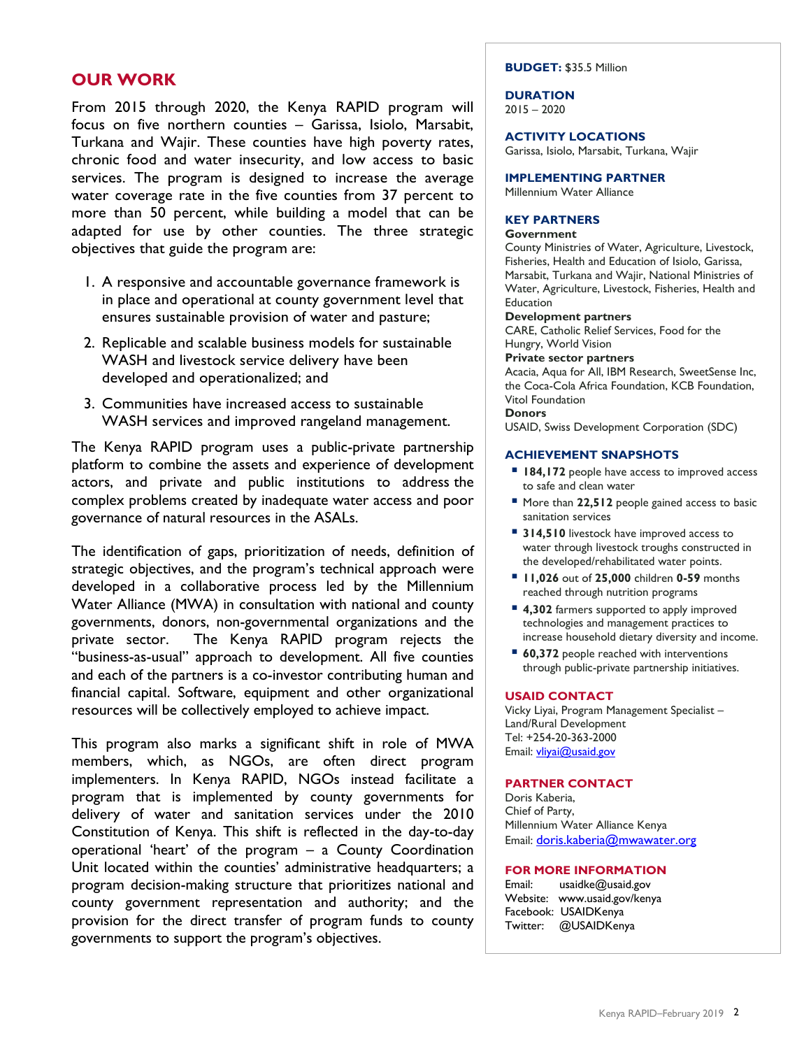## OUR WORK

From 2015 through 2020, the Kenya RAPID program will focus on five northern counties – Garissa, Isiolo, Marsabit, Turkana and Wajir. These counties have high poverty rates, chronic food and water insecurity, and low access to basic services. The program is designed to increase the average water coverage rate in the five counties from 37 percent to more than 50 percent, while building a model that can be adapted for use by other counties. The three strategic objectives that guide the program are:

1. A responsive and accountable governance framework is in place and operational at county government level that ensures sustainable provision of water and pasture;
2. Replicable and scalable business models for sustainable WASH and livestock service delivery have been developed and operationalized; and
3. Communities have increased access to sustainable WASH services and improved rangeland management.

The Kenya RAPID program uses a public-private partnership platform to combine the assets and experience of development actors, and private and public institutions to address the complex problems created by inadequate water access and poor governance of natural resources in the ASALs.

The identification of gaps, prioritization of needs, definition of strategic objectives, and the program's technical approach were developed in a collaborative process led by the Millennium Water Alliance (MWA) in consultation with national and county governments, donors, non-governmental organizations and the private sector. The Kenya RAPID program rejects the "business-as-usual" approach to development. All five counties and each of the partners is a co-investor contributing human and financial capital. Software, equipment and other organizational resources will be collectively employed to achieve impact.

This program also marks a significant shift in role of MWA members, which, as NGOs, are often direct program implementers. In Kenya RAPID, NGOs instead facilitate a program that is implemented by county governments for delivery of water and sanitation services under the 2010 Constitution of Kenya. This shift is reflected in the day-to-day operational 'heart' of the program – a County Coordination Unit located within the counties' administrative headquarters; a program decision-making structure that prioritizes national and county government representation and authority; and the provision for the direct transfer of program funds to county governments to support the program's objectives.

**BUDGET:** $35.5 Million

**DURATION**
2015 – 2020

**ACTIVITY LOCATIONS**
Garissa, Isiolo, Marsabit, Turkana, Wajir

**IMPLEMENTING PARTNER**
Millennium Water Alliance

**KEY PARTNERS**

**Government**
County Ministries of Water, Agriculture, Livestock, Fisheries, Health and Education of Isiolo, Garissa, Marsabit, Turkana and Wajir, National Ministries of Water, Agriculture, Livestock, Fisheries, Health and Education

**Development partners**
CARE, Catholic Relief Services, Food for the Hungry, World Vision

**Private sector partners**
Acacia, Aqua for All, IBM Research, SweetSense Inc, the Coca-Cola Africa Foundation, KCB Foundation, Vitol Foundation

**Donors**
USAID, Swiss Development Corporation (SDC)

**ACHIEVEMENT SNAPSHOTS**

- **184,172** people have access to improved access to safe and clean water
- More than **22,512** people gained access to basic sanitation services
- **314,510** livestock have improved access to water through livestock troughs constructed in the developed/rehabilitated water points.
- **11,026** out of **25,000** children **0-59** months reached through nutrition programs
- **4,302** farmers supported to apply improved technologies and management practices to increase household dietary diversity and income.
- **60,372** people reached with interventions through public-private partnership initiatives.

**USAID CONTACT**
Vicky Liyai, Program Management Specialist – Land/Rural Development
Tel: +254-20-363-2000
Email: vliyai@usaid.gov

**PARTNER CONTACT**
Doris Kaberia,
Chief of Party,
Millennium Water Alliance Kenya
Email: doris.kaberia@mwawater.org

**FOR MORE INFORMATION**
Email: usaidke@usaid.gov
Website: www.usaid.gov/kenya
Facebook: USAIDKenya
Twitter: @USAIDKenya